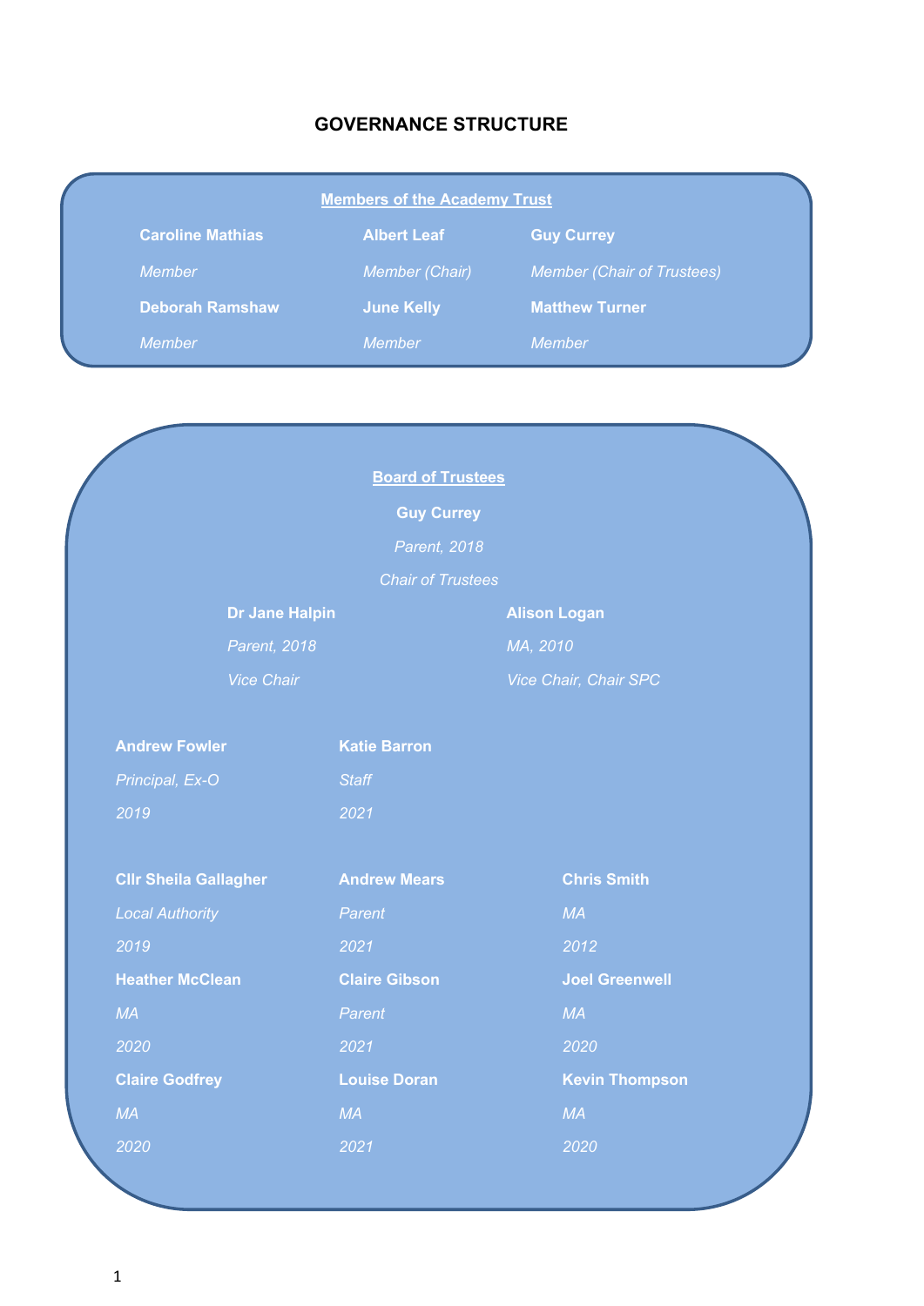# GOVERNANCE STRUCTURE

## Members of the Academy Trust

| | | |
|---|---|---|
| **Caroline Mathias** | **Albert Leaf** | **Guy Currey** |
| *Member* | *Member (Chair)* | *Member (Chair of Trustees)* |
| **Deborah Ramshaw** | **June Kelly** | **Matthew Turner** |
| *Member* | *Member* | *Member* |

## Board of Trustees

**Guy Currey**
*Parent, 2018*
*Chair of Trustees*

| | |
|---|---|
| **Dr Jane Halpin** | **Alison Logan** |
| *Parent, 2018* | *MA, 2010* |
| *Vice Chair* | *Vice Chair, Chair SPC* |

| | |
|---|---|
| **Andrew Fowler** | **Katie Barron** |
| *Principal, Ex-O* | *Staff* |
| *2019* | *2021* |

| | | |
|---|---|---|
| **Cllr Sheila Gallagher** | **Andrew Mears** | **Chris Smith** |
| *Local Authority* | *Parent* | *MA* |
| *2019* | *2021* | *2012* |
| **Heather McClean** | **Claire Gibson** | **Joel Greenwell** |
| *MA* | *Parent* | *MA* |
| *2020* | *2021* | *2020* |
| **Claire Godfrey** | **Louise Doran** | **Kevin Thompson** |
| *MA* | *MA* | *MA* |
| *2020* | *2021* | *2020* |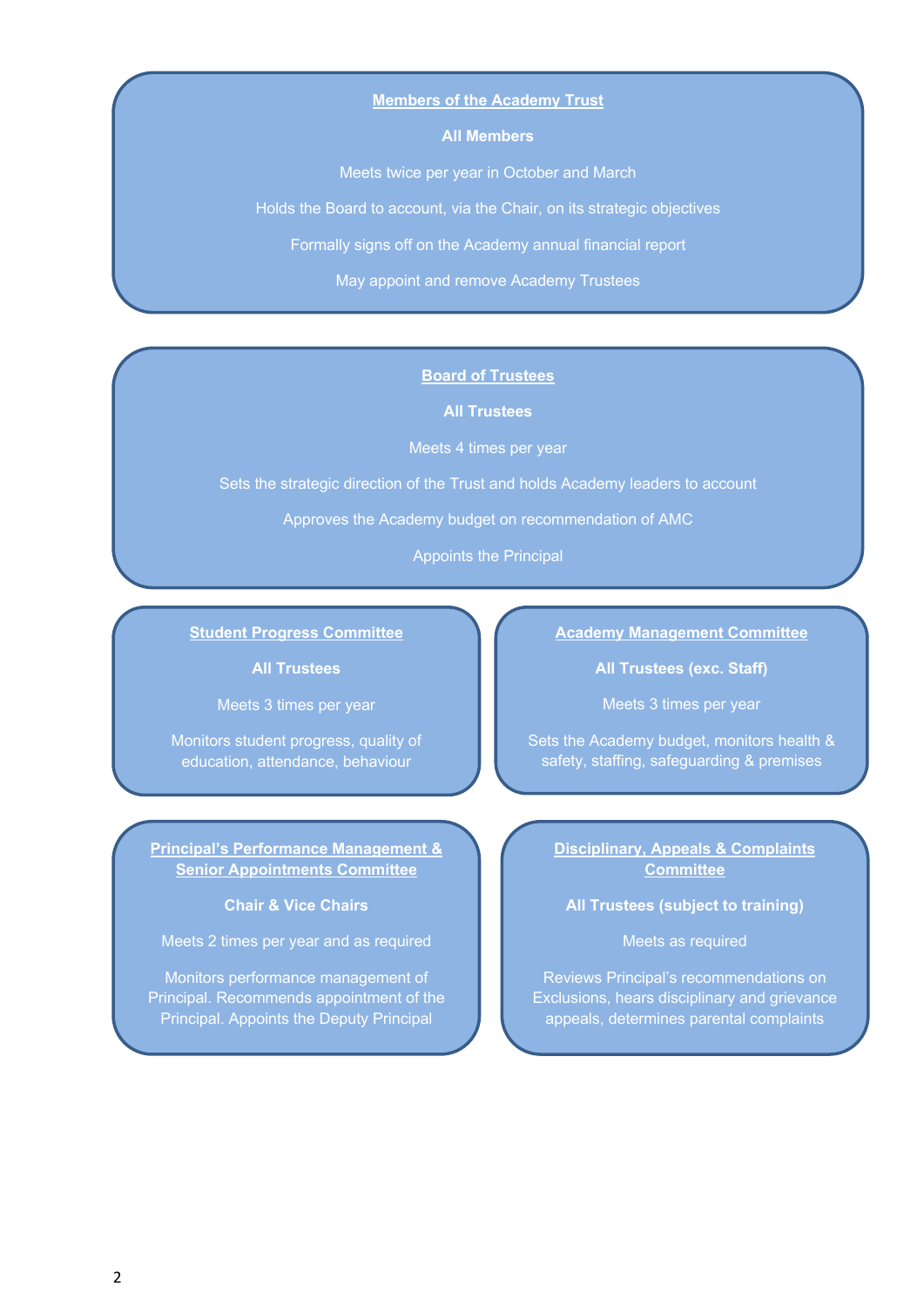## Members of the Academy Trust

**All Members**

Meets twice per year in October and March

Holds the Board to account, via the Chair, on its strategic objectives

Formally signs off on the Academy annual financial report

May appoint and remove Academy Trustees

## Board of Trustees

**All Trustees**

Meets 4 times per year

Sets the strategic direction of the Trust and holds Academy leaders to account

Approves the Academy budget on recommendation of AMC

Appoints the Principal

### Student Progress Committee

**All Trustees**

Meets 3 times per year

Monitors student progress, quality of education, attendance, behaviour

### Academy Management Committee

**All Trustees (exc. Staff)**

Meets 3 times per year

Sets the Academy budget, monitors health & safety, staffing, safeguarding & premises

### Principal's Performance Management & Senior Appointments Committee

**Chair & Vice Chairs**

Meets 2 times per year and as required

Monitors performance management of Principal. Recommends appointment of the Principal. Appoints the Deputy Principal

### Disciplinary, Appeals & Complaints Committee

**All Trustees (subject to training)**

Meets as required

Reviews Principal's recommendations on Exclusions, hears disciplinary and grievance appeals, determines parental complaints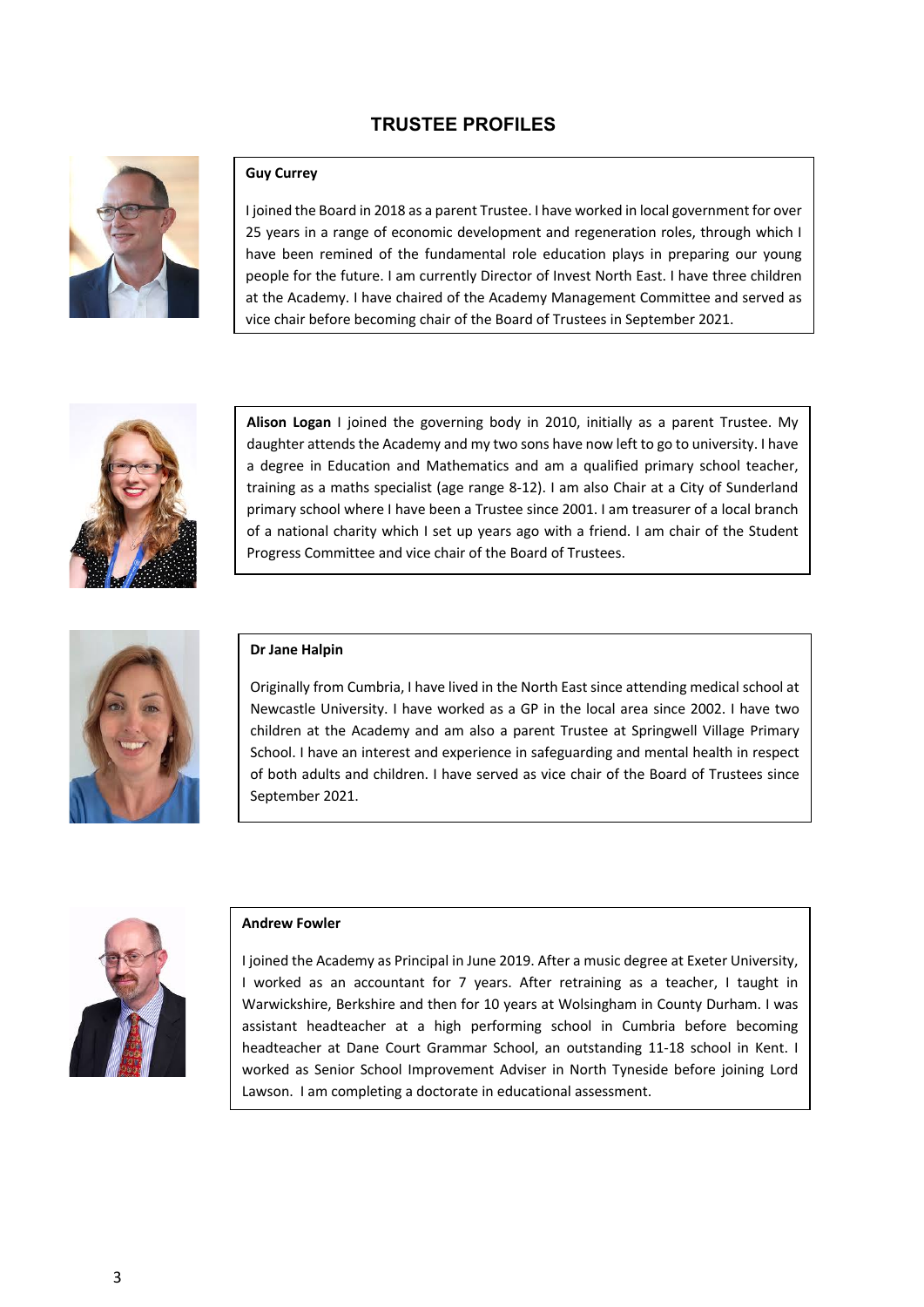# TRUSTEE PROFILES

**Guy Currey**

I joined the Board in 2018 as a parent Trustee. I have worked in local government for over 25 years in a range of economic development and regeneration roles, through which I have been remined of the fundamental role education plays in preparing our young people for the future. I am currently Director of Invest North East. I have three children at the Academy. I have chaired of the Academy Management Committee and served as vice chair before becoming chair of the Board of Trustees in September 2021.

**Alison Logan** I joined the governing body in 2010, initially as a parent Trustee. My daughter attends the Academy and my two sons have now left to go to university. I have a degree in Education and Mathematics and am a qualified primary school teacher, training as a maths specialist (age range 8-12). I am also Chair at a City of Sunderland primary school where I have been a Trustee since 2001. I am treasurer of a local branch of a national charity which I set up years ago with a friend. I am chair of the Student Progress Committee and vice chair of the Board of Trustees.

**Dr Jane Halpin**

Originally from Cumbria, I have lived in the North East since attending medical school at Newcastle University. I have worked as a GP in the local area since 2002. I have two children at the Academy and am also a parent Trustee at Springwell Village Primary School. I have an interest and experience in safeguarding and mental health in respect of both adults and children. I have served as vice chair of the Board of Trustees since September 2021.

**Andrew Fowler**

I joined the Academy as Principal in June 2019. After a music degree at Exeter University, I worked as an accountant for 7 years. After retraining as a teacher, I taught in Warwickshire, Berkshire and then for 10 years at Wolsingham in County Durham. I was assistant headteacher at a high performing school in Cumbria before becoming headteacher at Dane Court Grammar School, an outstanding 11-18 school in Kent. I worked as Senior School Improvement Adviser in North Tyneside before joining Lord Lawson. I am completing a doctorate in educational assessment.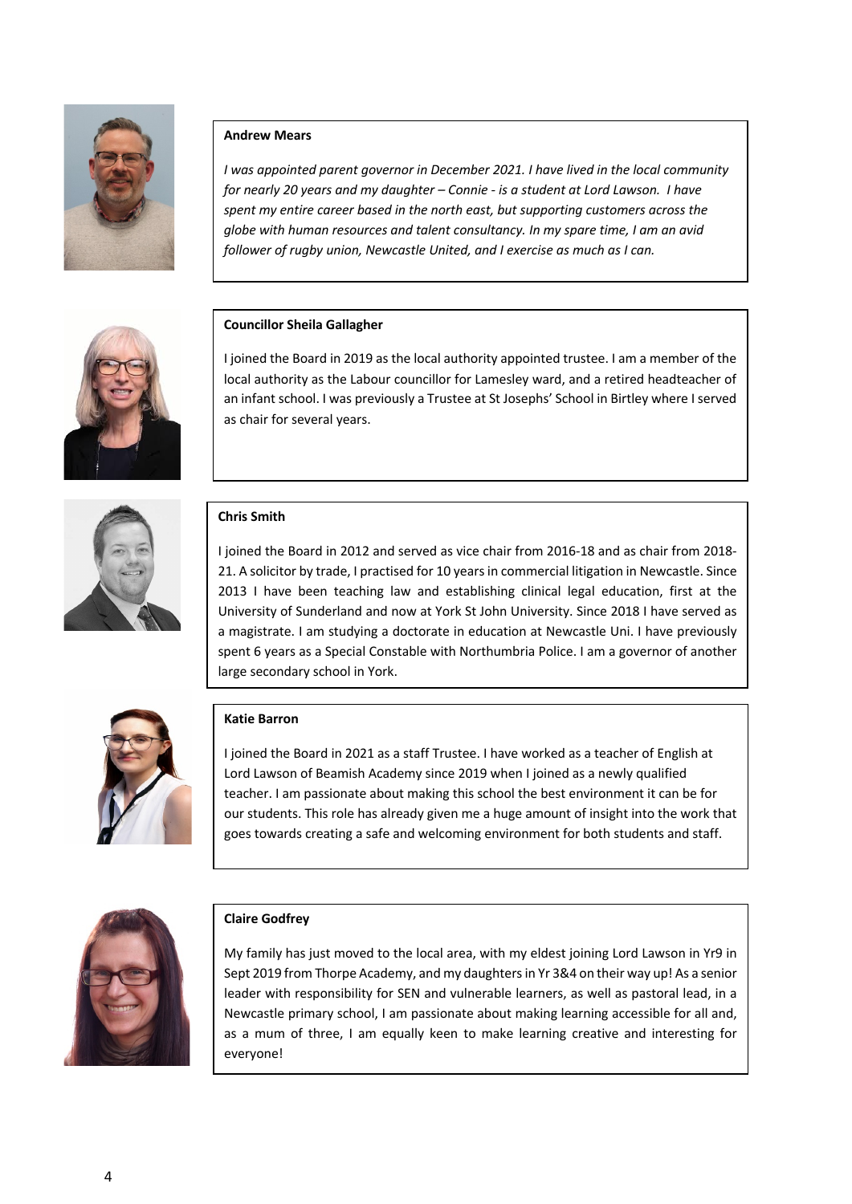**Andrew Mears**

*I was appointed parent governor in December 2021. I have lived in the local community for nearly 20 years and my daughter – Connie - is a student at Lord Lawson. I have spent my entire career based in the north east, but supporting customers across the globe with human resources and talent consultancy. In my spare time, I am an avid follower of rugby union, Newcastle United, and I exercise as much as I can.*

**Councillor Sheila Gallagher**

I joined the Board in 2019 as the local authority appointed trustee. I am a member of the local authority as the Labour councillor for Lamesley ward, and a retired headteacher of an infant school. I was previously a Trustee at St Josephs' School in Birtley where I served as chair for several years.

**Chris Smith**

I joined the Board in 2012 and served as vice chair from 2016-18 and as chair from 2018-21. A solicitor by trade, I practised for 10 years in commercial litigation in Newcastle. Since 2013 I have been teaching law and establishing clinical legal education, first at the University of Sunderland and now at York St John University. Since 2018 I have served as a magistrate. I am studying a doctorate in education at Newcastle Uni. I have previously spent 6 years as a Special Constable with Northumbria Police. I am a governor of another large secondary school in York.

**Katie Barron**

I joined the Board in 2021 as a staff Trustee. I have worked as a teacher of English at Lord Lawson of Beamish Academy since 2019 when I joined as a newly qualified teacher. I am passionate about making this school the best environment it can be for our students. This role has already given me a huge amount of insight into the work that goes towards creating a safe and welcoming environment for both students and staff.

**Claire Godfrey**

My family has just moved to the local area, with my eldest joining Lord Lawson in Yr9 in Sept 2019 from Thorpe Academy, and my daughters in Yr 3&4 on their way up! As a senior leader with responsibility for SEN and vulnerable learners, as well as pastoral lead, in a Newcastle primary school, I am passionate about making learning accessible for all and, as a mum of three, I am equally keen to make learning creative and interesting for everyone!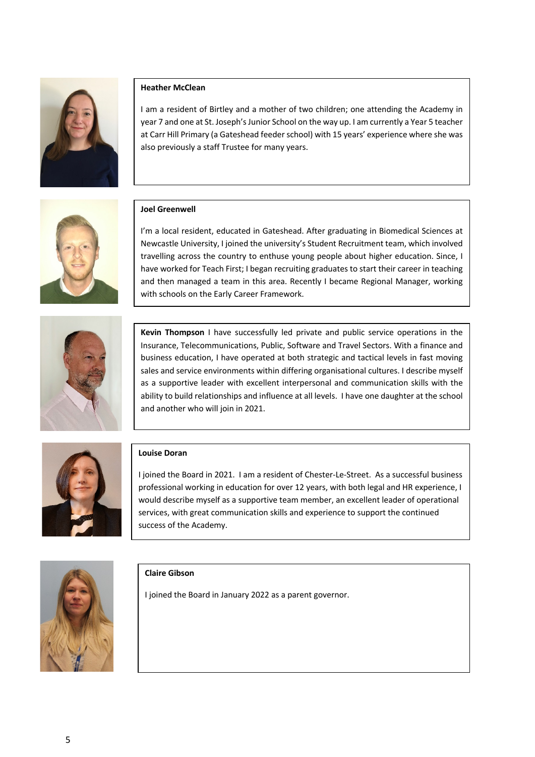**Heather McClean**

I am a resident of Birtley and a mother of two children; one attending the Academy in year 7 and one at St. Joseph's Junior School on the way up. I am currently a Year 5 teacher at Carr Hill Primary (a Gateshead feeder school) with 15 years' experience where she was also previously a staff Trustee for many years.

**Joel Greenwell**

I'm a local resident, educated in Gateshead. After graduating in Biomedical Sciences at Newcastle University, I joined the university's Student Recruitment team, which involved travelling across the country to enthuse young people about higher education. Since, I have worked for Teach First; I began recruiting graduates to start their career in teaching and then managed a team in this area. Recently I became Regional Manager, working with schools on the Early Career Framework.

**Kevin Thompson** I have successfully led private and public service operations in the Insurance, Telecommunications, Public, Software and Travel Sectors. With a finance and business education, I have operated at both strategic and tactical levels in fast moving sales and service environments within differing organisational cultures. I describe myself as a supportive leader with excellent interpersonal and communication skills with the ability to build relationships and influence at all levels. I have one daughter at the school and another who will join in 2021.

**Louise Doran**

I joined the Board in 2021. I am a resident of Chester-Le-Street. As a successful business professional working in education for over 12 years, with both legal and HR experience, I would describe myself as a supportive team member, an excellent leader of operational services, with great communication skills and experience to support the continued success of the Academy.

**Claire Gibson**

I joined the Board in January 2022 as a parent governor.